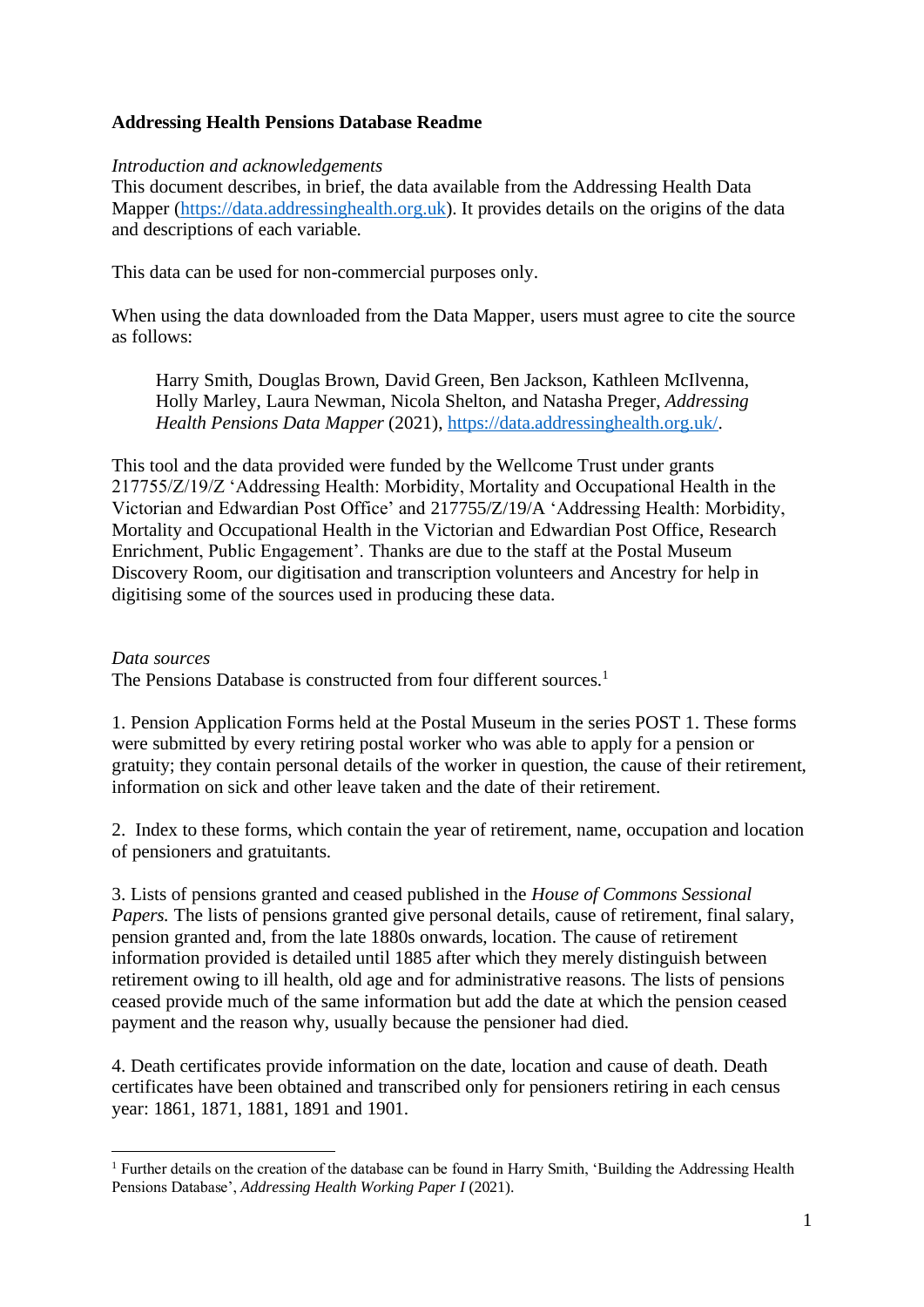**Addressing Health Pensions Database Readme**

*Introduction and acknowledgements*

This document describes, in brief, the data available from the Addressing Health Data Mapper (https://data.addressinghealth.org.uk). It provides details on the origins of the data and descriptions of each variable.

This data can be used for non-commercial purposes only.

When using the data downloaded from the Data Mapper, users must agree to cite the source as follows:

> Harry Smith, Douglas Brown, David Green, Ben Jackson, Kathleen McIlvenna, Holly Marley, Laura Newman, Nicola Shelton, and Natasha Preger, *Addressing Health Pensions Data Mapper* (2021), https://data.addressinghealth.org.uk/.

This tool and the data provided were funded by the Wellcome Trust under grants 217755/Z/19/Z 'Addressing Health: Morbidity, Mortality and Occupational Health in the Victorian and Edwardian Post Office' and 217755/Z/19/A 'Addressing Health: Morbidity, Mortality and Occupational Health in the Victorian and Edwardian Post Office, Research Enrichment, Public Engagement'. Thanks are due to the staff at the Postal Museum Discovery Room, our digitisation and transcription volunteers and Ancestry for help in digitising some of the sources used in producing these data.

*Data sources*

The Pensions Database is constructed from four different sources.[1]

1. Pension Application Forms held at the Postal Museum in the series POST 1. These forms were submitted by every retiring postal worker who was able to apply for a pension or gratuity; they contain personal details of the worker in question, the cause of their retirement, information on sick and other leave taken and the date of their retirement.

2. Index to these forms, which contain the year of retirement, name, occupation and location of pensioners and gratuitants.

3. Lists of pensions granted and ceased published in the *House of Commons Sessional Papers.* The lists of pensions granted give personal details, cause of retirement, final salary, pension granted and, from the late 1880s onwards, location. The cause of retirement information provided is detailed until 1885 after which they merely distinguish between retirement owing to ill health, old age and for administrative reasons. The lists of pensions ceased provide much of the same information but add the date at which the pension ceased payment and the reason why, usually because the pensioner had died.

4. Death certificates provide information on the date, location and cause of death. Death certificates have been obtained and transcribed only for pensioners retiring in each census year: 1861, 1871, 1881, 1891 and 1901.

---

[1] Further details on the creation of the database can be found in Harry Smith, 'Building the Addressing Health Pensions Database', *Addressing Health Working Paper I* (2021).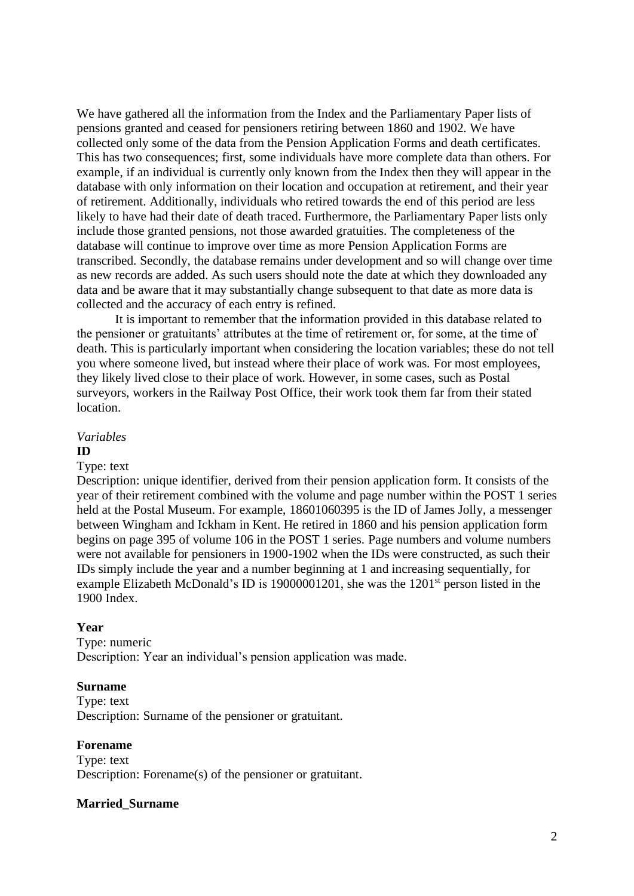We have gathered all the information from the Index and the Parliamentary Paper lists of pensions granted and ceased for pensioners retiring between 1860 and 1902. We have collected only some of the data from the Pension Application Forms and death certificates. This has two consequences; first, some individuals have more complete data than others. For example, if an individual is currently only known from the Index then they will appear in the database with only information on their location and occupation at retirement, and their year of retirement. Additionally, individuals who retired towards the end of this period are less likely to have had their date of death traced. Furthermore, the Parliamentary Paper lists only include those granted pensions, not those awarded gratuities. The completeness of the database will continue to improve over time as more Pension Application Forms are transcribed. Secondly, the database remains under development and so will change over time as new records are added. As such users should note the date at which they downloaded any data and be aware that it may substantially change subsequent to that date as more data is collected and the accuracy of each entry is refined.

It is important to remember that the information provided in this database related to the pensioner or gratuitants' attributes at the time of retirement or, for some, at the time of death. This is particularly important when considering the location variables; these do not tell you where someone lived, but instead where their place of work was. For most employees, they likely lived close to their place of work. However, in some cases, such as Postal surveyors, workers in the Railway Post Office, their work took them far from their stated location.

*Variables*

**ID**

Type: text

Description: unique identifier, derived from their pension application form. It consists of the year of their retirement combined with the volume and page number within the POST 1 series held at the Postal Museum. For example, 18601060395 is the ID of James Jolly, a messenger between Wingham and Ickham in Kent. He retired in 1860 and his pension application form begins on page 395 of volume 106 in the POST 1 series. Page numbers and volume numbers were not available for pensioners in 1900-1902 when the IDs were constructed, as such their IDs simply include the year and a number beginning at 1 and increasing sequentially, for example Elizabeth McDonald's ID is 19000001201, she was the 1201st person listed in the 1900 Index.

**Year**

Type: numeric

Description: Year an individual's pension application was made.

**Surname**

Type: text

Description: Surname of the pensioner or gratuitant.

**Forename**

Type: text

Description: Forename(s) of the pensioner or gratuitant.

**Married_Surname**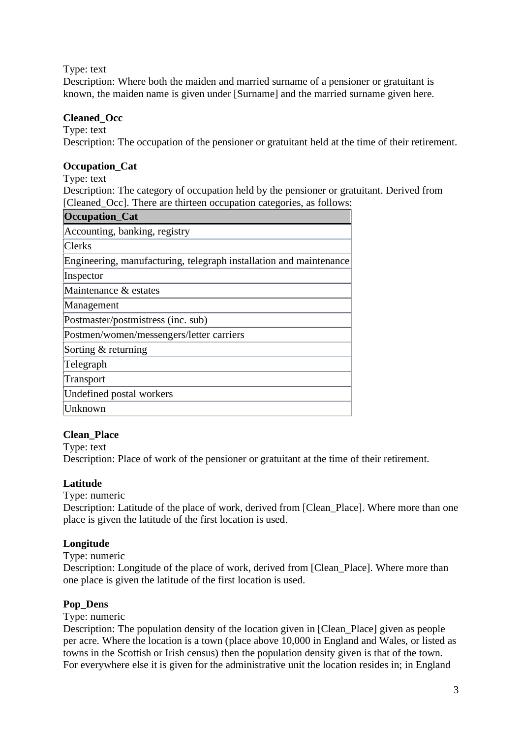Type: text
Description: Where both the maiden and married surname of a pensioner or gratuitant is known, the maiden name is given under [Surname] and the married surname given here.

**Cleaned_Occ**
Type: text
Description: The occupation of the pensioner or gratuitant held at the time of their retirement.

**Occupation_Cat**
Type: text
Description: The category of occupation held by the pensioner or gratuitant. Derived from [Cleaned_Occ]. There are thirteen occupation categories, as follows:

| Occupation_Cat |
| --- |
| Accounting, banking, registry |
| Clerks |
| Engineering, manufacturing, telegraph installation and maintenance |
| Inspector |
| Maintenance & estates |
| Management |
| Postmaster/postmistress (inc. sub) |
| Postmen/women/messengers/letter carriers |
| Sorting & returning |
| Telegraph |
| Transport |
| Undefined postal workers |
| Unknown |

**Clean_Place**
Type: text
Description: Place of work of the pensioner or gratuitant at the time of their retirement.

**Latitude**
Type: numeric
Description: Latitude of the place of work, derived from [Clean_Place]. Where more than one place is given the latitude of the first location is used.

**Longitude**
Type: numeric
Description: Longitude of the place of work, derived from [Clean_Place]. Where more than one place is given the latitude of the first location is used.

**Pop_Dens**
Type: numeric
Description: The population density of the location given in [Clean_Place] given as people per acre. Where the location is a town (place above 10,000 in England and Wales, or listed as towns in the Scottish or Irish census) then the population density given is that of the town. For everywhere else it is given for the administrative unit the location resides in; in England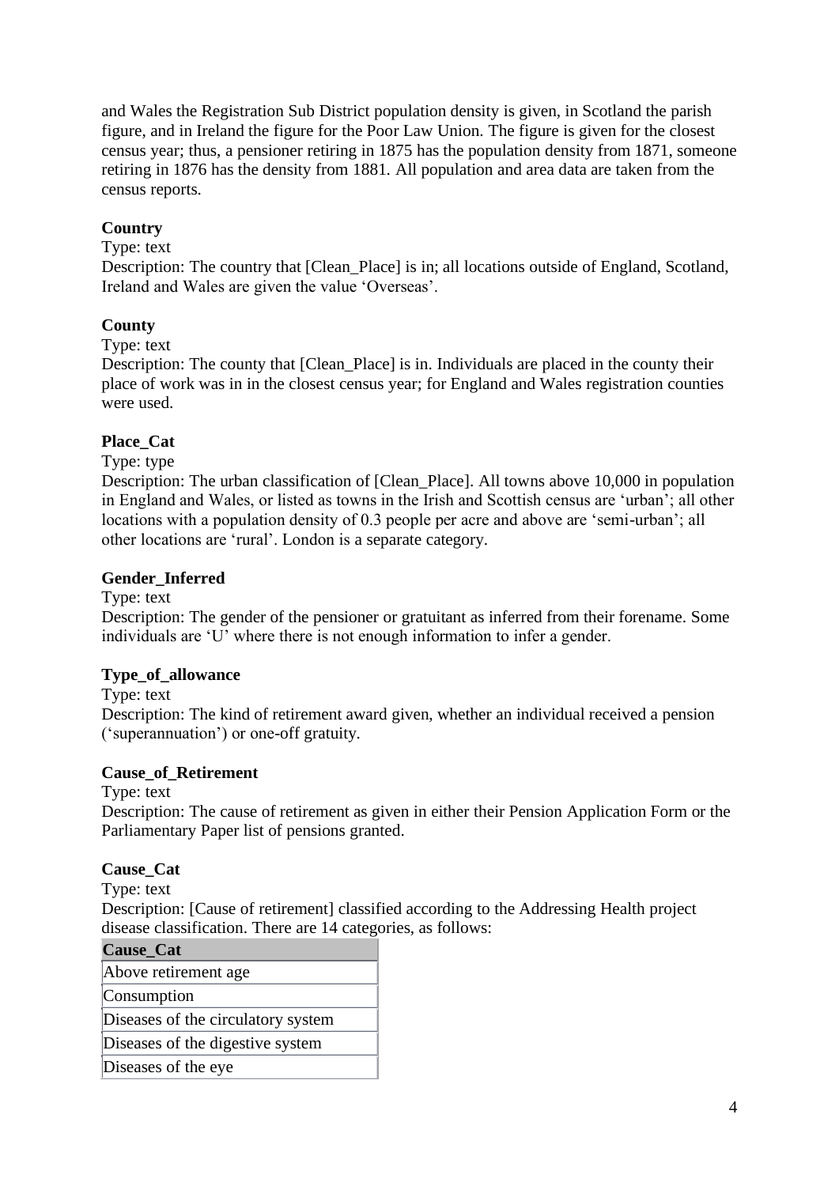and Wales the Registration Sub District population density is given, in Scotland the parish figure, and in Ireland the figure for the Poor Law Union. The figure is given for the closest census year; thus, a pensioner retiring in 1875 has the population density from 1871, someone retiring in 1876 has the density from 1881. All population and area data are taken from the census reports.

**Country**

Type: text

Description: The country that [Clean_Place] is in; all locations outside of England, Scotland, Ireland and Wales are given the value 'Overseas'.

**County**

Type: text

Description: The county that [Clean_Place] is in. Individuals are placed in the county their place of work was in in the closest census year; for England and Wales registration counties were used.

**Place_Cat**

Type: type

Description: The urban classification of [Clean_Place]. All towns above 10,000 in population in England and Wales, or listed as towns in the Irish and Scottish census are 'urban'; all other locations with a population density of 0.3 people per acre and above are 'semi-urban'; all other locations are 'rural'. London is a separate category.

**Gender_Inferred**

Type: text

Description: The gender of the pensioner or gratuitant as inferred from their forename. Some individuals are 'U' where there is not enough information to infer a gender.

**Type_of_allowance**

Type: text

Description: The kind of retirement award given, whether an individual received a pension ('superannuation') or one-off gratuity.

**Cause_of_Retirement**

Type: text

Description: The cause of retirement as given in either their Pension Application Form or the Parliamentary Paper list of pensions granted.

**Cause_Cat**

Type: text

Description: [Cause of retirement] classified according to the Addressing Health project disease classification. There are 14 categories, as follows:

| Cause_Cat |
|---|
| Above retirement age |
| Consumption |
| Diseases of the circulatory system |
| Diseases of the digestive system |
| Diseases of the eye |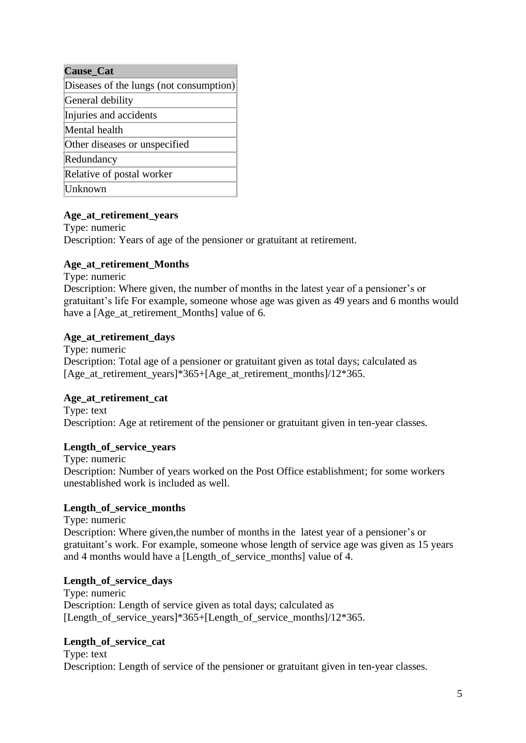| Cause_Cat |
|---|
| Diseases of the lungs (not consumption) |
| General debility |
| Injuries and accidents |
| Mental health |
| Other diseases or unspecified |
| Redundancy |
| Relative of postal worker |
| Unknown |

**Age_at_retirement_years**
Type: numeric
Description: Years of age of the pensioner or gratuitant at retirement.

**Age_at_retirement_Months**
Type: numeric
Description: Where given, the number of months in the latest year of a pensioner's or gratuitant's life For example, someone whose age was given as 49 years and 6 months would have a [Age_at_retirement_Months] value of 6.

**Age_at_retirement_days**
Type: numeric
Description: Total age of a pensioner or gratuitant given as total days; calculated as [Age_at_retirement_years]*365+[Age_at_retirement_months]/12*365.

**Age_at_retirement_cat**
Type: text
Description: Age at retirement of the pensioner or gratuitant given in ten-year classes.

**Length_of_service_years**
Type: numeric
Description: Number of years worked on the Post Office establishment; for some workers unestablished work is included as well.

**Length_of_service_months**
Type: numeric
Description: Where given,the number of months in the latest year of a pensioner's or gratuitant's work. For example, someone whose length of service age was given as 15 years and 4 months would have a [Length_of_service_months] value of 4.

**Length_of_service_days**
Type: numeric
Description: Length of service given as total days; calculated as [Length_of_service_years]*365+[Length_of_service_months]/12*365.

**Length_of_service_cat**
Type: text
Description: Length of service of the pensioner or gratuitant given in ten-year classes.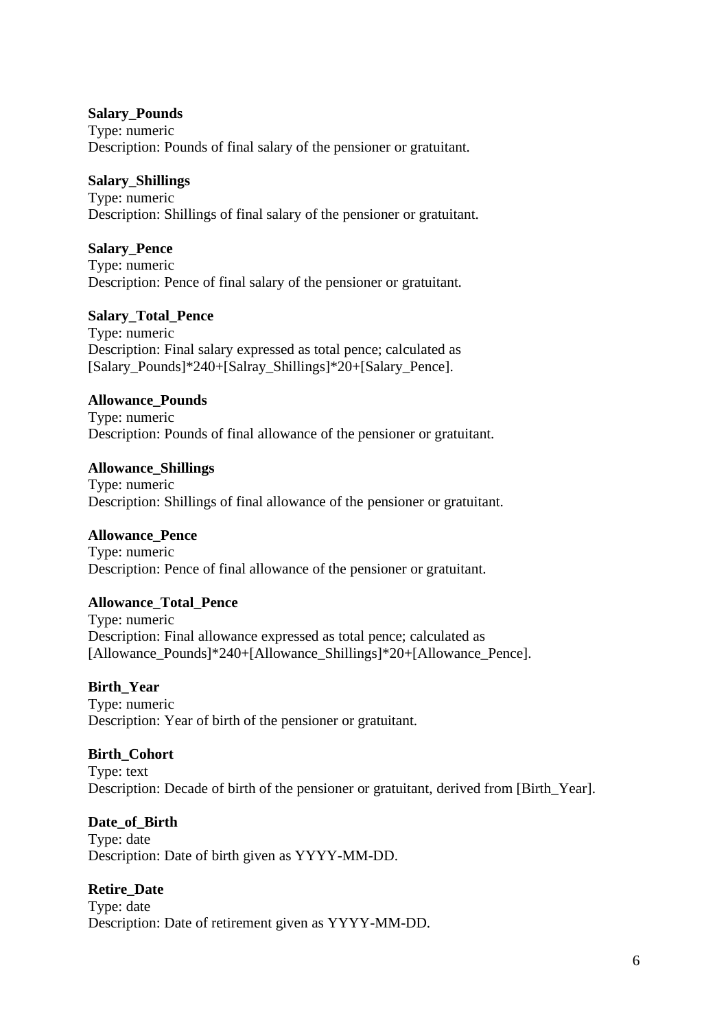**Salary_Pounds**
Type: numeric
Description: Pounds of final salary of the pensioner or gratuitant.

**Salary_Shillings**
Type: numeric
Description: Shillings of final salary of the pensioner or gratuitant.

**Salary_Pence**
Type: numeric
Description: Pence of final salary of the pensioner or gratuitant.

**Salary_Total_Pence**
Type: numeric
Description: Final salary expressed as total pence; calculated as [Salary_Pounds]*240+[Salray_Shillings]*20+[Salary_Pence].

**Allowance_Pounds**
Type: numeric
Description: Pounds of final allowance of the pensioner or gratuitant.

**Allowance_Shillings**
Type: numeric
Description: Shillings of final allowance of the pensioner or gratuitant.

**Allowance_Pence**
Type: numeric
Description: Pence of final allowance of the pensioner or gratuitant.

**Allowance_Total_Pence**
Type: numeric
Description: Final allowance expressed as total pence; calculated as [Allowance_Pounds]*240+[Allowance_Shillings]*20+[Allowance_Pence].

**Birth_Year**
Type: numeric
Description: Year of birth of the pensioner or gratuitant.

**Birth_Cohort**
Type: text
Description: Decade of birth of the pensioner or gratuitant, derived from [Birth_Year].

**Date_of_Birth**
Type: date
Description: Date of birth given as YYYY-MM-DD.

**Retire_Date**
Type: date
Description: Date of retirement given as YYYY-MM-DD.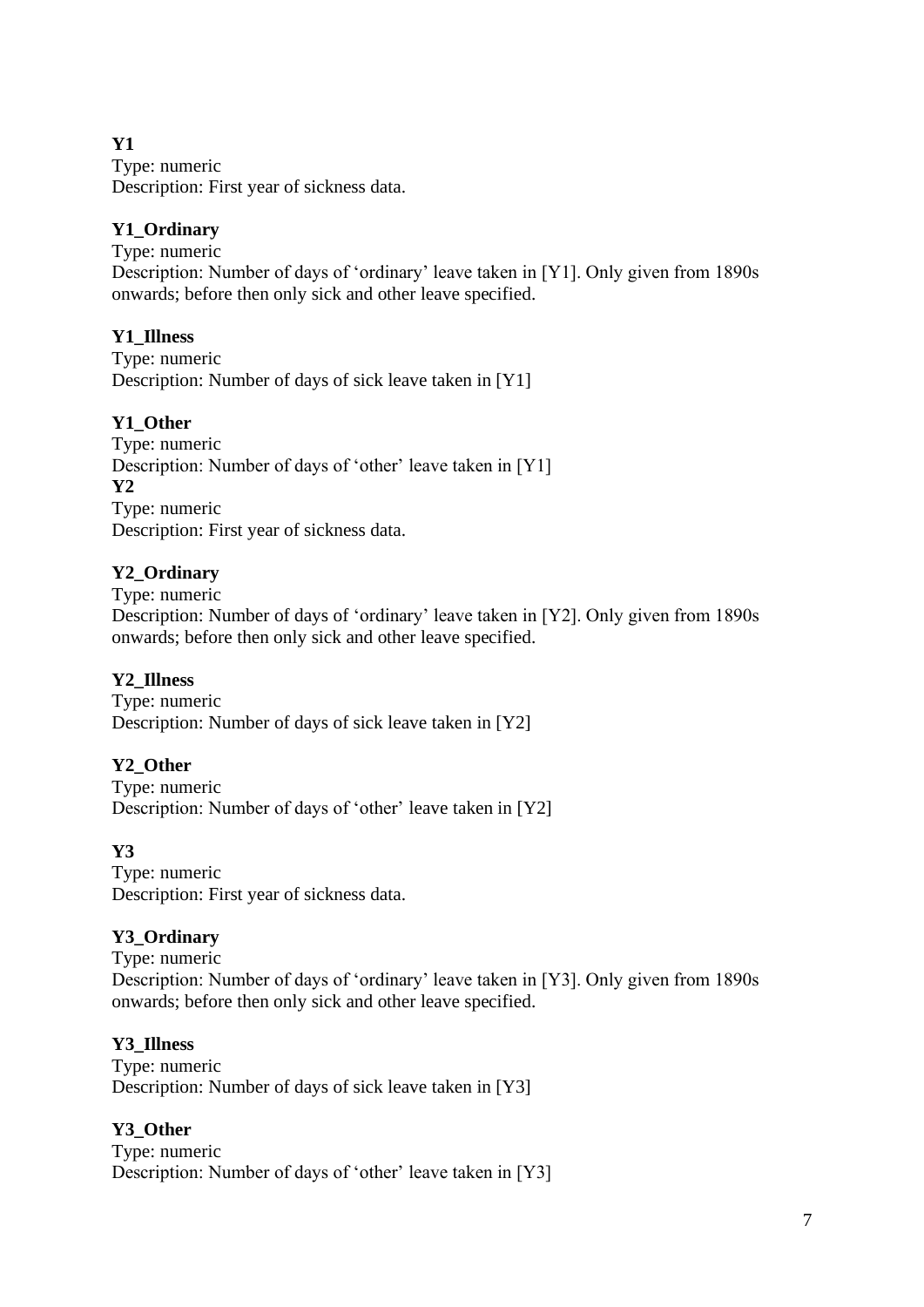**Y1**
Type: numeric
Description: First year of sickness data.

**Y1_Ordinary**
Type: numeric
Description: Number of days of 'ordinary' leave taken in [Y1]. Only given from 1890s onwards; before then only sick and other leave specified.

**Y1_Illness**
Type: numeric
Description: Number of days of sick leave taken in [Y1]

**Y1_Other**
Type: numeric
Description: Number of days of 'other' leave taken in [Y1]

**Y2**
Type: numeric
Description: First year of sickness data.

**Y2_Ordinary**
Type: numeric
Description: Number of days of 'ordinary' leave taken in [Y2]. Only given from 1890s onwards; before then only sick and other leave specified.

**Y2_Illness**
Type: numeric
Description: Number of days of sick leave taken in [Y2]

**Y2_Other**
Type: numeric
Description: Number of days of 'other' leave taken in [Y2]

**Y3**
Type: numeric
Description: First year of sickness data.

**Y3_Ordinary**
Type: numeric
Description: Number of days of 'ordinary' leave taken in [Y3]. Only given from 1890s onwards; before then only sick and other leave specified.

**Y3_Illness**
Type: numeric
Description: Number of days of sick leave taken in [Y3]

**Y3_Other**
Type: numeric
Description: Number of days of 'other' leave taken in [Y3]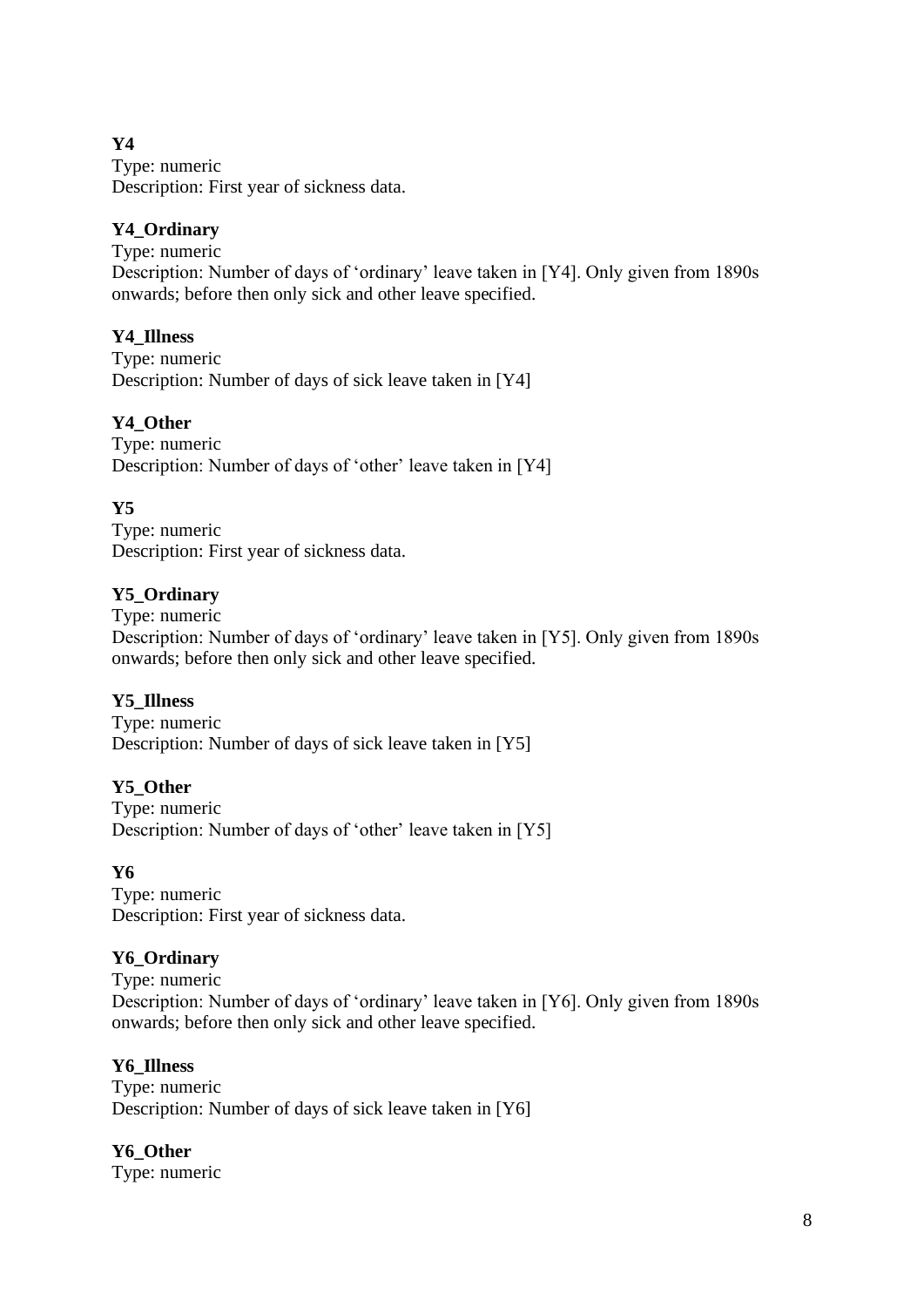**Y4**
Type: numeric
Description: First year of sickness data.

**Y4_Ordinary**
Type: numeric
Description: Number of days of 'ordinary' leave taken in [Y4]. Only given from 1890s onwards; before then only sick and other leave specified.

**Y4_Illness**
Type: numeric
Description: Number of days of sick leave taken in [Y4]

**Y4_Other**
Type: numeric
Description: Number of days of 'other' leave taken in [Y4]

**Y5**
Type: numeric
Description: First year of sickness data.

**Y5_Ordinary**
Type: numeric
Description: Number of days of 'ordinary' leave taken in [Y5]. Only given from 1890s onwards; before then only sick and other leave specified.

**Y5_Illness**
Type: numeric
Description: Number of days of sick leave taken in [Y5]

**Y5_Other**
Type: numeric
Description: Number of days of 'other' leave taken in [Y5]

**Y6**
Type: numeric
Description: First year of sickness data.

**Y6_Ordinary**
Type: numeric
Description: Number of days of 'ordinary' leave taken in [Y6]. Only given from 1890s onwards; before then only sick and other leave specified.

**Y6_Illness**
Type: numeric
Description: Number of days of sick leave taken in [Y6]

**Y6_Other**
Type: numeric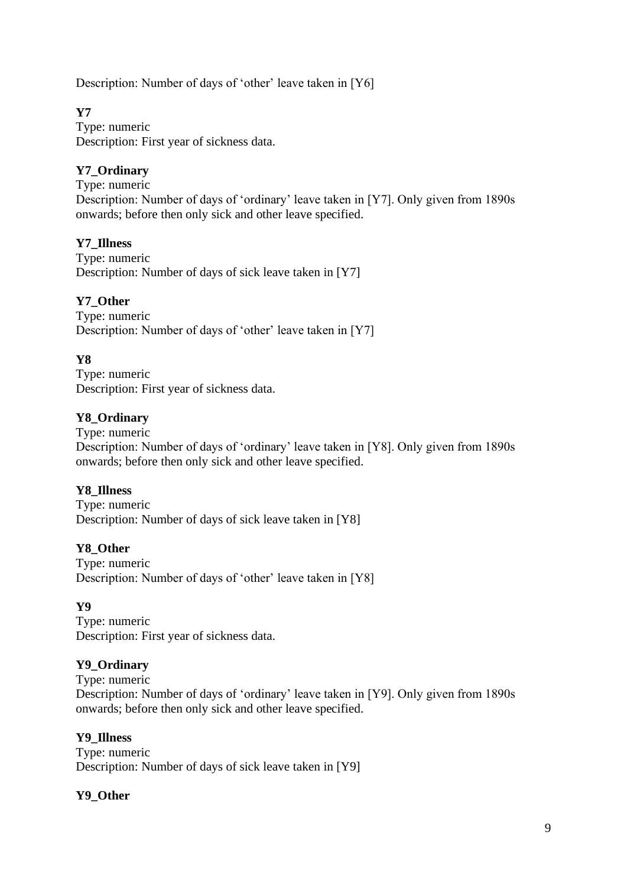Description: Number of days of 'other' leave taken in [Y6]

**Y7**
Type: numeric
Description: First year of sickness data.

**Y7_Ordinary**
Type: numeric
Description: Number of days of 'ordinary' leave taken in [Y7]. Only given from 1890s onwards; before then only sick and other leave specified.

**Y7_Illness**
Type: numeric
Description: Number of days of sick leave taken in [Y7]

**Y7_Other**
Type: numeric
Description: Number of days of 'other' leave taken in [Y7]

**Y8**
Type: numeric
Description: First year of sickness data.

**Y8_Ordinary**
Type: numeric
Description: Number of days of 'ordinary' leave taken in [Y8]. Only given from 1890s onwards; before then only sick and other leave specified.

**Y8_Illness**
Type: numeric
Description: Number of days of sick leave taken in [Y8]

**Y8_Other**
Type: numeric
Description: Number of days of 'other' leave taken in [Y8]

**Y9**
Type: numeric
Description: First year of sickness data.

**Y9_Ordinary**
Type: numeric
Description: Number of days of 'ordinary' leave taken in [Y9]. Only given from 1890s onwards; before then only sick and other leave specified.

**Y9_Illness**
Type: numeric
Description: Number of days of sick leave taken in [Y9]

**Y9_Other**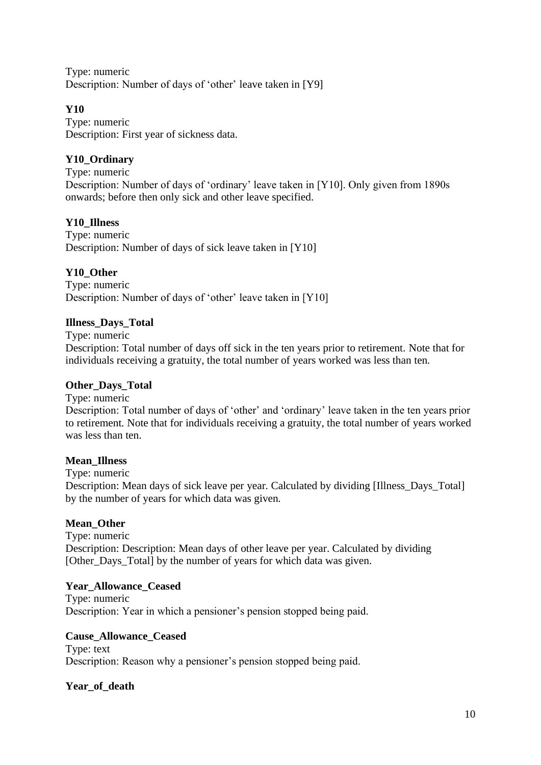Type: numeric
Description: Number of days of ‘other’ leave taken in [Y9]

**Y10**
Type: numeric
Description: First year of sickness data.

**Y10_Ordinary**
Type: numeric
Description: Number of days of ‘ordinary’ leave taken in [Y10]. Only given from 1890s onwards; before then only sick and other leave specified.

**Y10_Illness**
Type: numeric
Description: Number of days of sick leave taken in [Y10]

**Y10_Other**
Type: numeric
Description: Number of days of ‘other’ leave taken in [Y10]

**Illness_Days_Total**
Type: numeric
Description: Total number of days off sick in the ten years prior to retirement. Note that for individuals receiving a gratuity, the total number of years worked was less than ten.

**Other_Days_Total**
Type: numeric
Description: Total number of days of ‘other’ and ‘ordinary’ leave taken in the ten years prior to retirement. Note that for individuals receiving a gratuity, the total number of years worked was less than ten.

**Mean_Illness**
Type: numeric
Description: Mean days of sick leave per year. Calculated by dividing [Illness_Days_Total] by the number of years for which data was given.

**Mean_Other**
Type: numeric
Description: Description: Mean days of other leave per year. Calculated by dividing [Other_Days_Total] by the number of years for which data was given.

**Year_Allowance_Ceased**
Type: numeric
Description: Year in which a pensioner’s pension stopped being paid.

**Cause_Allowance_Ceased**
Type: text
Description: Reason why a pensioner’s pension stopped being paid.

**Year_of_death**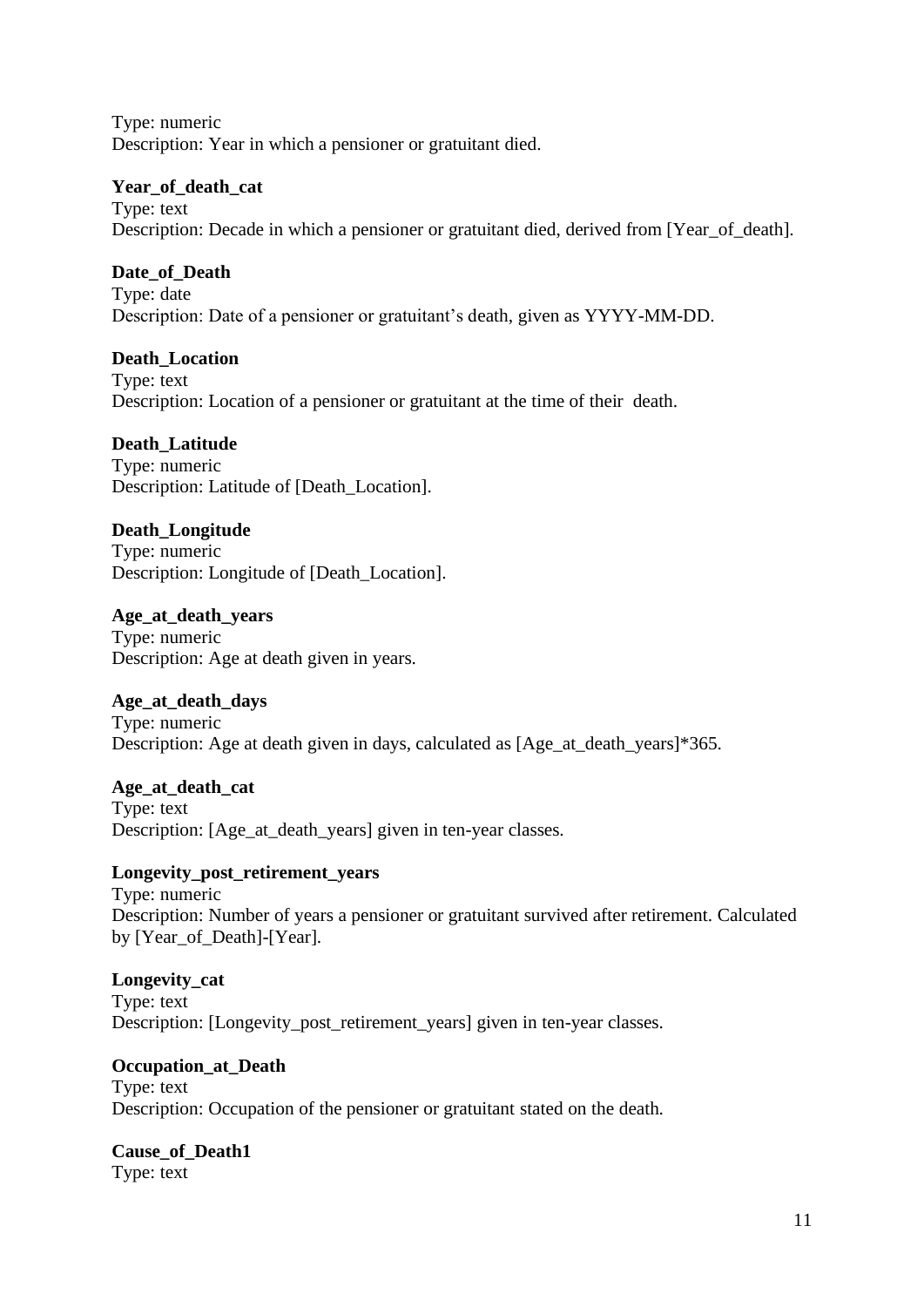Type: numeric
Description: Year in which a pensioner or gratuitant died.

**Year_of_death_cat**
Type: text
Description: Decade in which a pensioner or gratuitant died, derived from [Year_of_death].

**Date_of_Death**
Type: date
Description: Date of a pensioner or gratuitant's death, given as YYYY-MM-DD.

**Death_Location**
Type: text
Description: Location of a pensioner or gratuitant at the time of their death.

**Death_Latitude**
Type: numeric
Description: Latitude of [Death_Location].

**Death_Longitude**
Type: numeric
Description: Longitude of [Death_Location].

**Age_at_death_years**
Type: numeric
Description: Age at death given in years.

**Age_at_death_days**
Type: numeric
Description: Age at death given in days, calculated as [Age_at_death_years]*365.

**Age_at_death_cat**
Type: text
Description: [Age_at_death_years] given in ten-year classes.

**Longevity_post_retirement_years**
Type: numeric
Description: Number of years a pensioner or gratuitant survived after retirement. Calculated by [Year_of_Death]-[Year].

**Longevity_cat**
Type: text
Description: [Longevity_post_retirement_years] given in ten-year classes.

**Occupation_at_Death**
Type: text
Description: Occupation of the pensioner or gratuitant stated on the death.

**Cause_of_Death1**
Type: text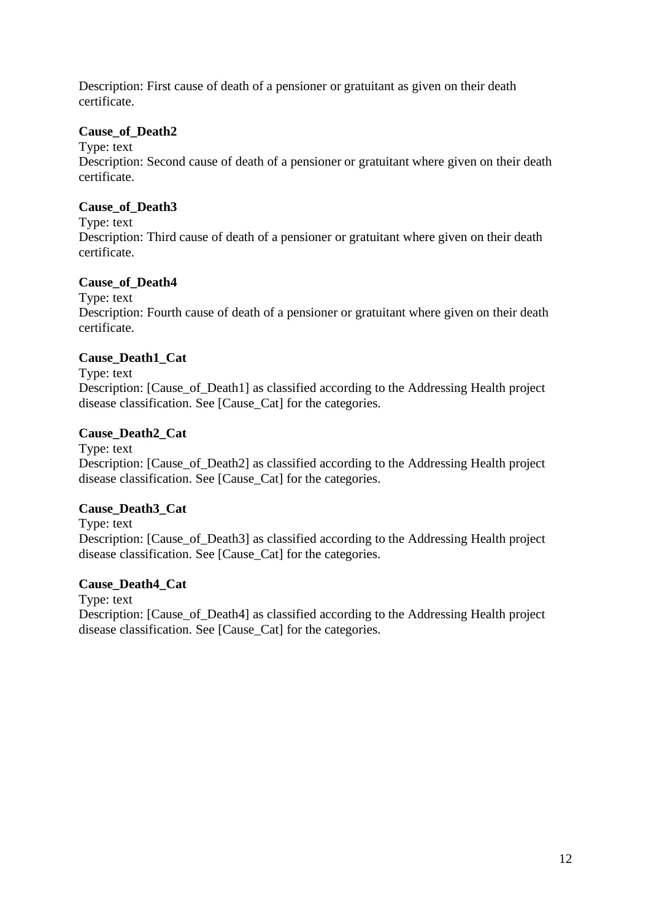Description: First cause of death of a pensioner or gratuitant as given on their death certificate.

**Cause_of_Death2**

Type: text

Description: Second cause of death of a pensioner or gratuitant where given on their death certificate.

**Cause_of_Death3**

Type: text

Description: Third cause of death of a pensioner or gratuitant where given on their death certificate.

**Cause_of_Death4**

Type: text

Description: Fourth cause of death of a pensioner or gratuitant where given on their death certificate.

**Cause_Death1_Cat**

Type: text

Description: [Cause_of_Death1] as classified according to the Addressing Health project disease classification. See [Cause_Cat] for the categories.

**Cause_Death2_Cat**

Type: text

Description: [Cause_of_Death2] as classified according to the Addressing Health project disease classification. See [Cause_Cat] for the categories.

**Cause_Death3_Cat**

Type: text

Description: [Cause_of_Death3] as classified according to the Addressing Health project disease classification. See [Cause_Cat] for the categories.

**Cause_Death4_Cat**

Type: text

Description: [Cause_of_Death4] as classified according to the Addressing Health project disease classification. See [Cause_Cat] for the categories.